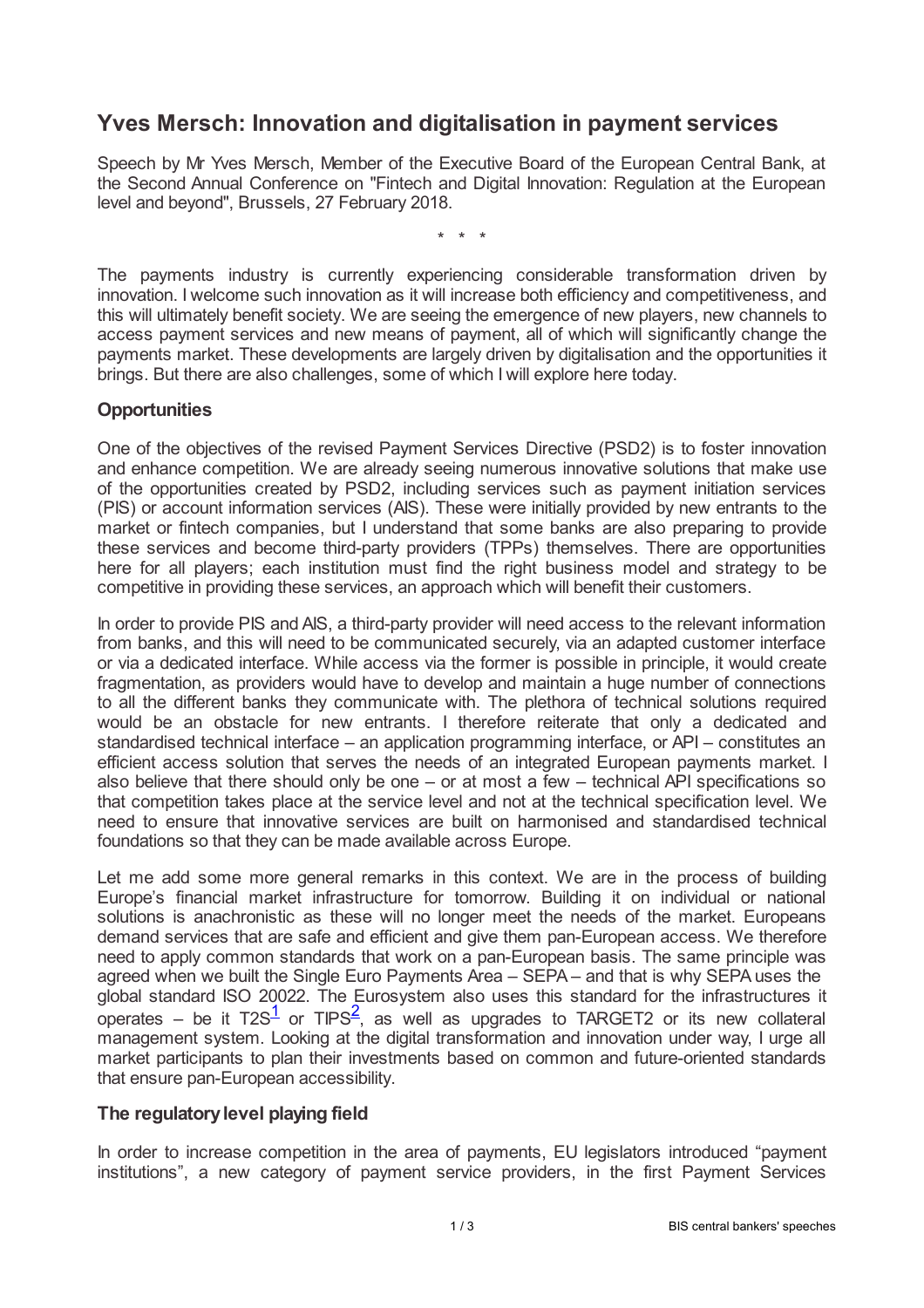# Yves Mersch: Innovation and digitalisation in payment services

Speech by Mr Yves Mersch, Member of the Executive Board of the European Central Bank, at the Second Annual Conference on "Fintech and Digital Innovation: Regulation at the European level and beyond", Brussels, 27 February 2018.

\* \* \*

The payments industry is currently experiencing considerable transformation driven by innovation. I welcome such innovation as it will increase both efficiency and competitiveness, and this will ultimately benefit society. We are seeing the emergence of new players, new channels to access payment services and new means of payment, all of which will significantly change the payments market. These developments are largely driven by digitalisation and the opportunities it brings. But there are also challenges, some of which I will explore here today.

### Opportunities

One of the objectives of the revised Payment Services Directive (PSD2) is to foster innovation and enhance competition. We are already seeing numerous innovative solutions that make use of the opportunities created by PSD2, including services such as payment initiation services (PIS) or account information services (AIS). These were initially provided by new entrants to the market or fintech companies, but I understand that some banks are also preparing to provide these services and become third-party providers (TPPs) themselves. There are opportunities here for all players; each institution must find the right business model and strategy to be competitive in providing these services, an approach which will benefit their customers.

In order to provide PIS and AIS, a third-party provider will need access to the relevant information from banks, and this will need to be communicated securely, via an adapted customer interface or via a dedicated interface. While access via the former is possible in principle, it would create fragmentation, as providers would have to develop and maintain a huge number of connections to all the different banks they communicate with. The plethora of technical solutions required would be an obstacle for new entrants. I therefore reiterate that only a dedicated and standardised technical interface – an application programming interface, or API – constitutes an efficient access solution that serves the needs of an integrated European payments market. I also believe that there should only be one – or at most a few – technical API specifications so that competition takes place at the service level and not at the technical specification level. We need to ensure that innovative services are built on harmonised and standardised technical foundations so that they can be made available across Europe.

Let me add some more general remarks in this context. We are in the process of building Europe's financial market infrastructure for tomorrow. Building it on individual or national solutions is anachronistic as these will no longer meet the needs of the market. Europeans demand services that are safe and efficient and give them pan-European access. We therefore need to apply common standards that work on a pan-European basis. The same principle was agreed when we built the Single Euro Payments Area – SEPA – and that is why SEPA uses the global standard ISO 20022. The Eurosystem also uses this standard for the infrastructures it operates – be it T2S[1] or TIPS[2], as well as upgrades to TARGET2 or its new collateral management system. Looking at the digital transformation and innovation under way, I urge all market participants to plan their investments based on common and future-oriented standards that ensure pan-European accessibility.

### The regulatory level playing field

In order to increase competition in the area of payments, EU legislators introduced "payment institutions", a new category of payment service providers, in the first Payment Services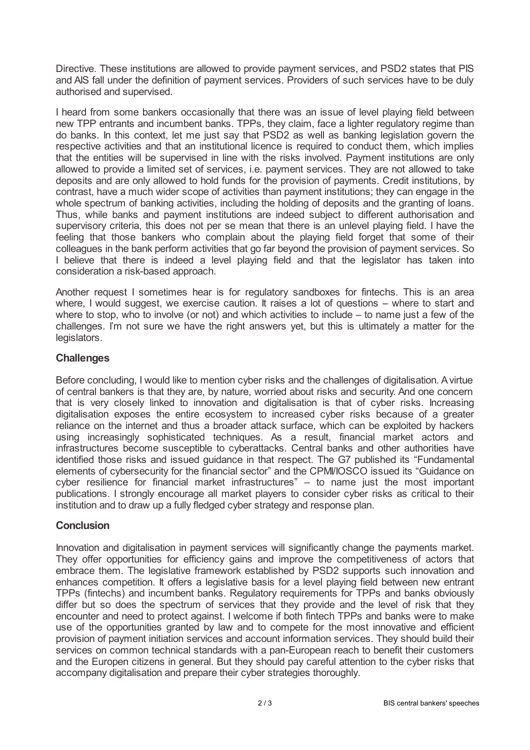Directive. These institutions are allowed to provide payment services, and PSD2 states that PIS and AIS fall under the definition of payment services. Providers of such services have to be duly authorised and supervised.

I heard from some bankers occasionally that there was an issue of level playing field between new TPP entrants and incumbent banks. TPPs, they claim, face a lighter regulatory regime than do banks. In this context, let me just say that PSD2 as well as banking legislation govern the respective activities and that an institutional licence is required to conduct them, which implies that the entities will be supervised in line with the risks involved. Payment institutions are only allowed to provide a limited set of services, i.e. payment services. They are not allowed to take deposits and are only allowed to hold funds for the provision of payments. Credit institutions, by contrast, have a much wider scope of activities than payment institutions; they can engage in the whole spectrum of banking activities, including the holding of deposits and the granting of loans. Thus, while banks and payment institutions are indeed subject to different authorisation and supervisory criteria, this does not per se mean that there is an unlevel playing field. I have the feeling that those bankers who complain about the playing field forget that some of their colleagues in the bank perform activities that go far beyond the provision of payment services. So I believe that there is indeed a level playing field and that the legislator has taken into consideration a risk-based approach.

Another request I sometimes hear is for regulatory sandboxes for fintechs. This is an area where, I would suggest, we exercise caution. It raises a lot of questions – where to start and where to stop, who to involve (or not) and which activities to include – to name just a few of the challenges. I'm not sure we have the right answers yet, but this is ultimately a matter for the legislators.

## Challenges

Before concluding, I would like to mention cyber risks and the challenges of digitalisation. A virtue of central bankers is that they are, by nature, worried about risks and security. And one concern that is very closely linked to innovation and digitalisation is that of cyber risks. Increasing digitalisation exposes the entire ecosystem to increased cyber risks because of a greater reliance on the internet and thus a broader attack surface, which can be exploited by hackers using increasingly sophisticated techniques. As a result, financial market actors and infrastructures become susceptible to cyberattacks. Central banks and other authorities have identified those risks and issued guidance in that respect. The G7 published its "Fundamental elements of cybersecurity for the financial sector" and the CPMI/IOSCO issued its "Guidance on cyber resilience for financial market infrastructures" – to name just the most important publications. I strongly encourage all market players to consider cyber risks as critical to their institution and to draw up a fully fledged cyber strategy and response plan.

## Conclusion

Innovation and digitalisation in payment services will significantly change the payments market. They offer opportunities for efficiency gains and improve the competitiveness of actors that embrace them. The legislative framework established by PSD2 supports such innovation and enhances competition. It offers a legislative basis for a level playing field between new entrant TPPs (fintechs) and incumbent banks. Regulatory requirements for TPPs and banks obviously differ but so does the spectrum of services that they provide and the level of risk that they encounter and need to protect against. I welcome if both fintech TPPs and banks were to make use of the opportunities granted by law and to compete for the most innovative and efficient provision of payment initiation services and account information services. They should build their services on common technical standards with a pan-European reach to benefit their customers and the Europen citizens in general. But they should pay careful attention to the cyber risks that accompany digitalisation and prepare their cyber strategies thoroughly.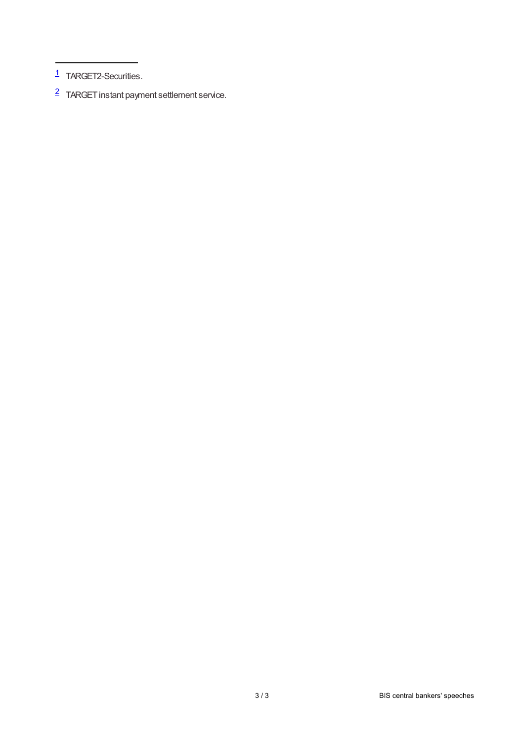[1] TARGET2-Securities.

[2] TARGET instant payment settlement service.